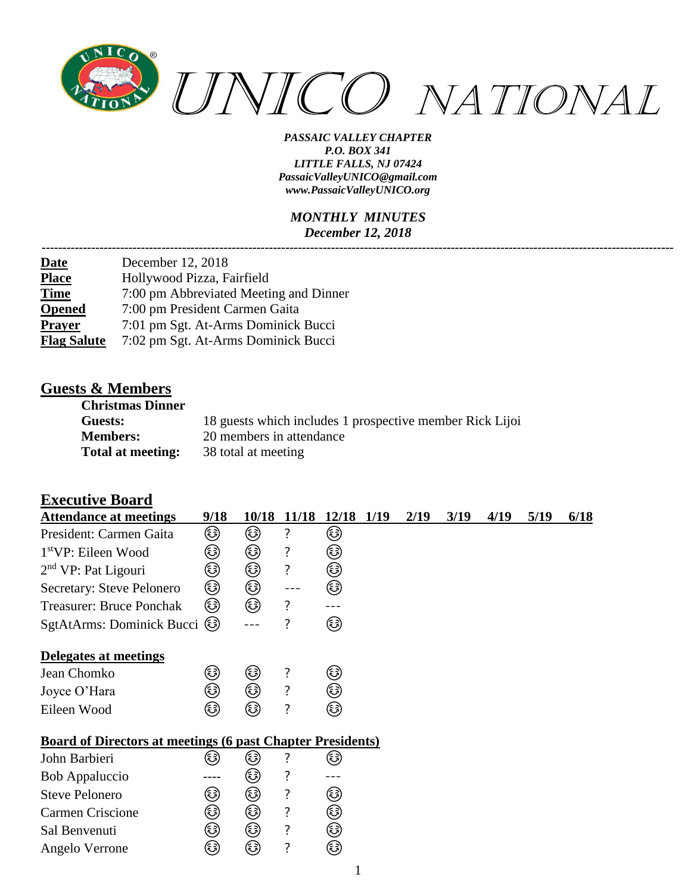# UNICO NATIONAL

***PASSAIC VALLEY CHAPTER***
***P.O. BOX 341***
***LITTLE FALLS, NJ 07424***
***PassaicValleyUNICO@gmail.com***
***www.PassaicValleyUNICO.org***

***MONTHLY MINUTES***
***December 12, 2018***

---

| | |
|---|---|
| **Date** | December 12, 2018 |
| **Place** | Hollywood Pizza, Fairfield |
| **Time** | 7:00 pm Abbreviated Meeting and Dinner |
| **Opened** | 7:00 pm President Carmen Gaita |
| **Prayer** | 7:01 pm Sgt. At-Arms Dominick Bucci |
| **Flag Salute** | 7:02 pm Sgt. At-Arms Dominick Bucci |

## Guests & Members

**Christmas Dinner**

| | |
|---|---|
| **Guests:** | 18 guests which includes 1 prospective member Rick Lijoi |
| **Members:** | 20 members in attendance |
| **Total at meeting:** | 38 total at meeting |

## Executive Board

| Attendance at meetings | 9/18 | 10/18 | 11/18 | 12/18 | 1/19 | 2/19 | 3/19 | 4/19 | 5/19 | 6/18 |
|---|---|---|---|---|---|---|---|---|---|---|
| President: Carmen Gaita | ☺ | ☺ | ? | ☺ | | | | | | |
| 1st VP: Eileen Wood | ☺ | ☺ | ? | ☺ | | | | | | |
| 2nd VP: Pat Ligouri | ☺ | ☺ | ? | ☺ | | | | | | |
| Secretary: Steve Pelonero | ☺ | ☺ | --- | ☺ | | | | | | |
| Treasurer: Bruce Ponchak | ☺ | ☺ | ? | --- | | | | | | |
| SgtAtArms: Dominick Bucci | ☺ | --- | ? | ☺ | | | | | | |
| **Delegates at meetings** | | | | | | | | | | |
| Jean Chomko | ☺ | ☺ | ? | ☺ | | | | | | |
| Joyce O'Hara | ☺ | ☺ | ? | ☺ | | | | | | |
| Eileen Wood | ☺ | ☺ | ? | ☺ | | | | | | |
| **Board of Directors at meetings (6 past Chapter Presidents)** | | | | | | | | | | |
| John Barbieri | ☺ | ☺ | ? | ☺ | | | | | | |
| Bob Appaluccio | ---- | ☺ | ? | --- | | | | | | |
| Steve Pelonero | ☺ | ☺ | ? | ☺ | | | | | | |
| Carmen Criscione | ☺ | ☺ | ? | ☺ | | | | | | |
| Sal Benvenuti | ☺ | ☺ | ? | ☺ | | | | | | |
| Angelo Verrone | ☺ | ☺ | ? | ☺ | | | | | | |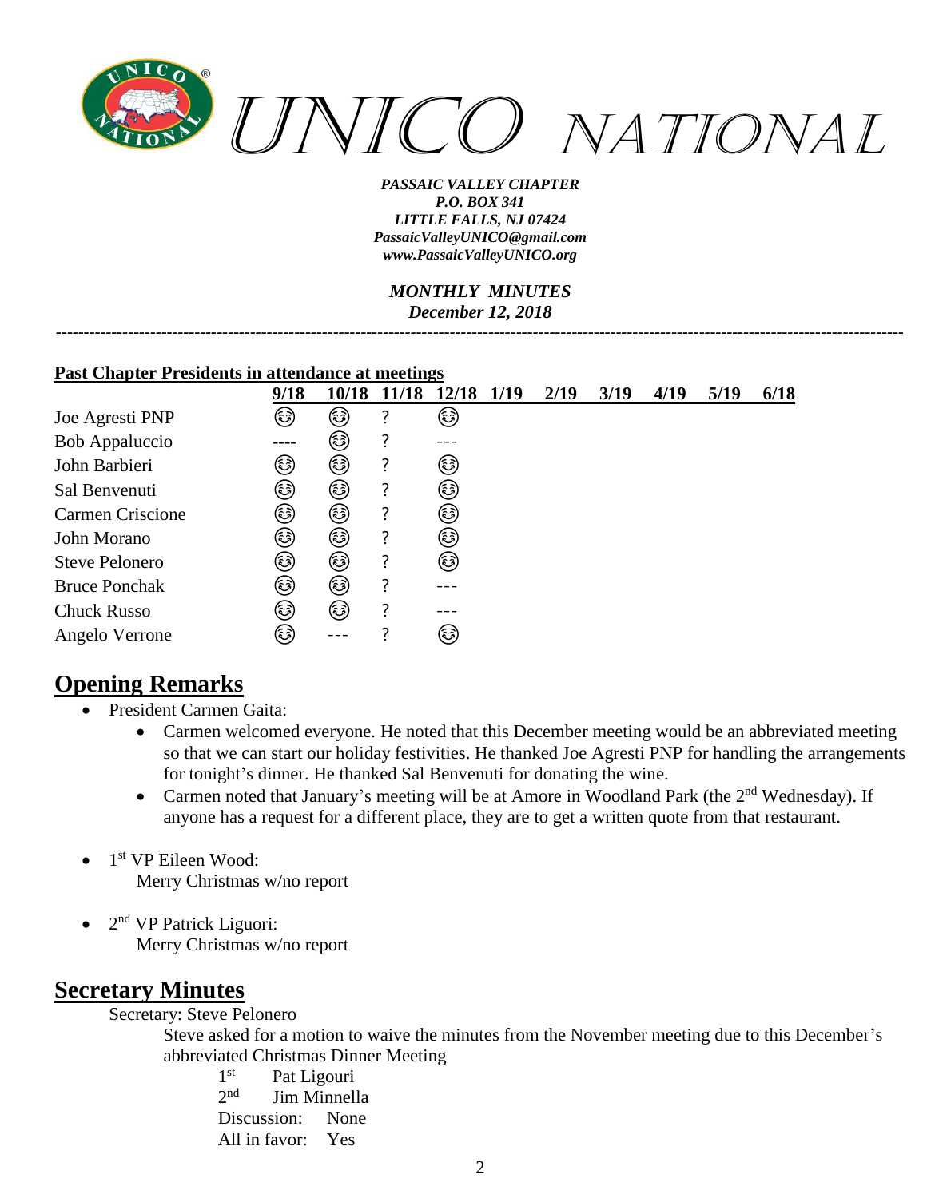*UNICO NATIONAL*

*PASSAIC VALLEY CHAPTER*
*P.O. BOX 341*
*LITTLE FALLS, NJ 07424*
*PassaicValleyUNICO@gmail.com*
*www.PassaicValleyUNICO.org*

*MONTHLY MINUTES*
*December 12, 2018*

---

**Past Chapter Presidents in attendance at meetings**

| | 9/18 | 10/18 | 11/18 | 12/18 | 1/19 | 2/19 | 3/19 | 4/19 | 5/19 | 6/18 |
|---|---|---|---|---|---|---|---|---|---|---|
| Joe Agresti PNP | 😊 | 😊 | ? | 😊 | | | | | | |
| Bob Appaluccio | ---- | 😊 | ? | --- | | | | | | |
| John Barbieri | 😊 | 😊 | ? | 😊 | | | | | | |
| Sal Benvenuti | 😊 | 😊 | ? | 😊 | | | | | | |
| Carmen Criscione | 😊 | 😊 | ? | 😊 | | | | | | |
| John Morano | 😊 | 😊 | ? | 😊 | | | | | | |
| Steve Pelonero | 😊 | 😊 | ? | 😊 | | | | | | |
| Bruce Ponchak | 😊 | 😊 | ? | --- | | | | | | |
| Chuck Russo | 😊 | 😊 | ? | --- | | | | | | |
| Angelo Verrone | 😊 | --- | ? | 😊 | | | | | | |

## Opening Remarks

- President Carmen Gaita:
  - Carmen welcomed everyone. He noted that this December meeting would be an abbreviated meeting so that we can start our holiday festivities. He thanked Joe Agresti PNP for handling the arrangements for tonight's dinner. He thanked Sal Benvenuti for donating the wine.
  - Carmen noted that January's meeting will be at Amore in Woodland Park (the 2nd Wednesday). If anyone has a request for a different place, they are to get a written quote from that restaurant.

- 1st VP Eileen Wood:
  Merry Christmas w/no report

- 2nd VP Patrick Liguori:
  Merry Christmas w/no report

## Secretary Minutes

Secretary: Steve Pelonero

Steve asked for a motion to waive the minutes from the November meeting due to this December's abbreviated Christmas Dinner Meeting

1st Pat Ligouri
2nd Jim Minnella
Discussion: None
All in favor: Yes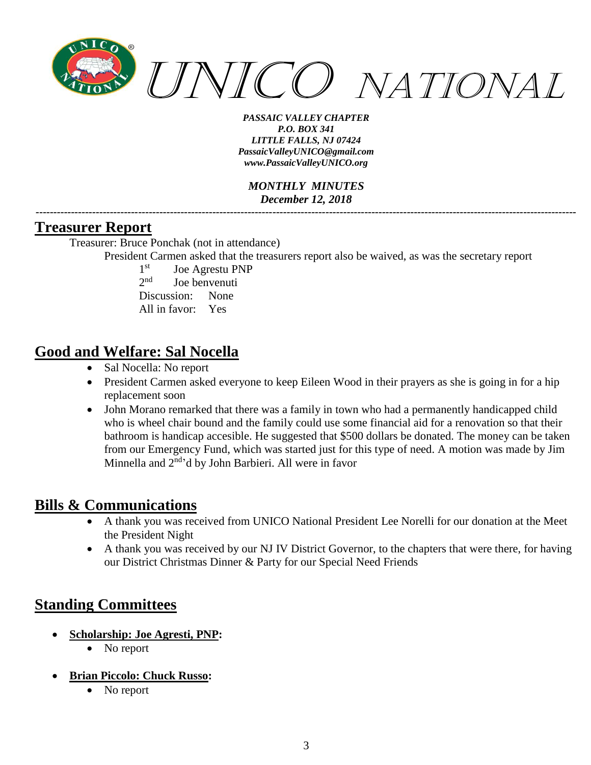## Treasurer Report

Treasurer: Bruce Ponchak (not in attendance)

President Carmen asked that the treasurers report also be waived, as was the secretary report

1st Joe Agrestu PNP
2nd Joe benvenuti
Discussion: None
All in favor: Yes

## Good and Welfare: Sal Nocella

- Sal Nocella: No report
- President Carmen asked everyone to keep Eileen Wood in their prayers as she is going in for a hip replacement soon
- John Morano remarked that there was a family in town who had a permanently handicapped child who is wheel chair bound and the family could use some financial aid for a renovation so that their bathroom is handicap accesible. He suggested that $500 dollars be donated. The money can be taken from our Emergency Fund, which was started just for this type of need. A motion was made by Jim Minnella and 2nd'd by John Barbieri. All were in favor

## Bills & Communications

- A thank you was received from UNICO National President Lee Norelli for our donation at the Meet the President Night
- A thank you was received by our NJ IV District Governor, to the chapters that were there, for having our District Christmas Dinner & Party for our Special Need Friends

## Standing Committees

- **Scholarship: Joe Agresti, PNP:**
  - No report
- **Brian Piccolo: Chuck Russo:**
  - No report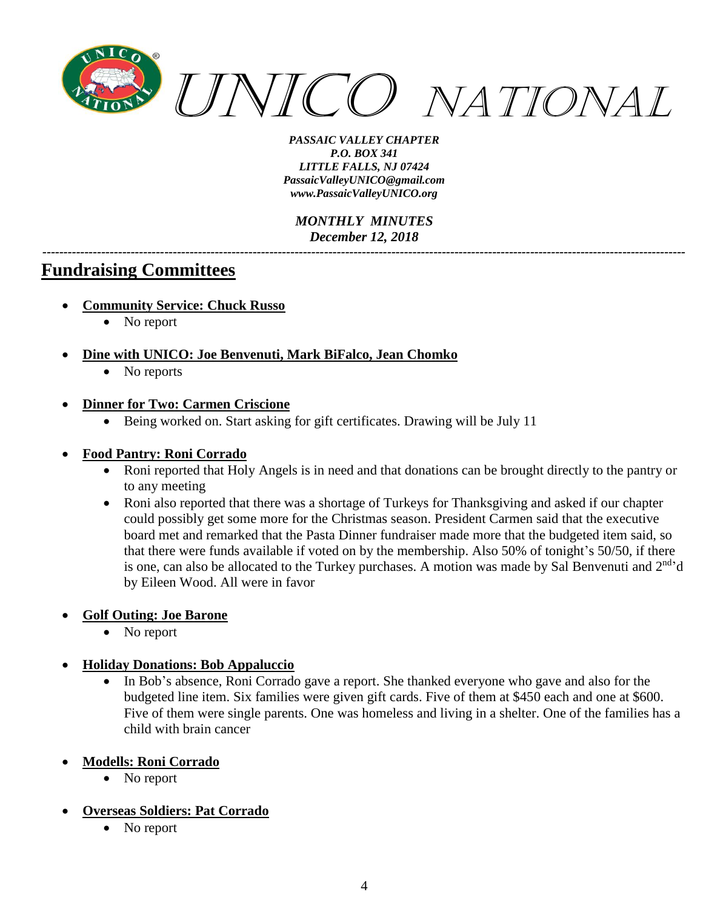*UNICO NATIONAL*

*PASSAIC VALLEY CHAPTER*
*P.O. BOX 341*
*LITTLE FALLS, NJ 07424*
*PassaicValleyUNICO@gmail.com*
*www.PassaicValleyUNICO.org*

***MONTHLY MINUTES***
***December 12, 2018***

---

## Fundraising Committees

- **Community Service: Chuck Russo**
  - No report
- **Dine with UNICO: Joe Benvenuti, Mark BiFalco, Jean Chomko**
  - No reports
- **Dinner for Two: Carmen Criscione**
  - Being worked on. Start asking for gift certificates. Drawing will be July 11
- **Food Pantry: Roni Corrado**
  - Roni reported that Holy Angels is in need and that donations can be brought directly to the pantry or to any meeting
  - Roni also reported that there was a shortage of Turkeys for Thanksgiving and asked if our chapter could possibly get some more for the Christmas season. President Carmen said that the executive board met and remarked that the Pasta Dinner fundraiser made more that the budgeted item said, so that there were funds available if voted on by the membership. Also 50% of tonight's 50/50, if there is one, can also be allocated to the Turkey purchases. A motion was made by Sal Benvenuti and 2nd'd by Eileen Wood. All were in favor
- **Golf Outing: Joe Barone**
  - No report
- **Holiday Donations: Bob Appaluccio**
  - In Bob's absence, Roni Corrado gave a report. She thanked everyone who gave and also for the budgeted line item. Six families were given gift cards. Five of them at $450 each and one at $600. Five of them were single parents. One was homeless and living in a shelter. One of the families has a child with brain cancer
- **Modells: Roni Corrado**
  - No report
- **Overseas Soldiers: Pat Corrado**
  - No report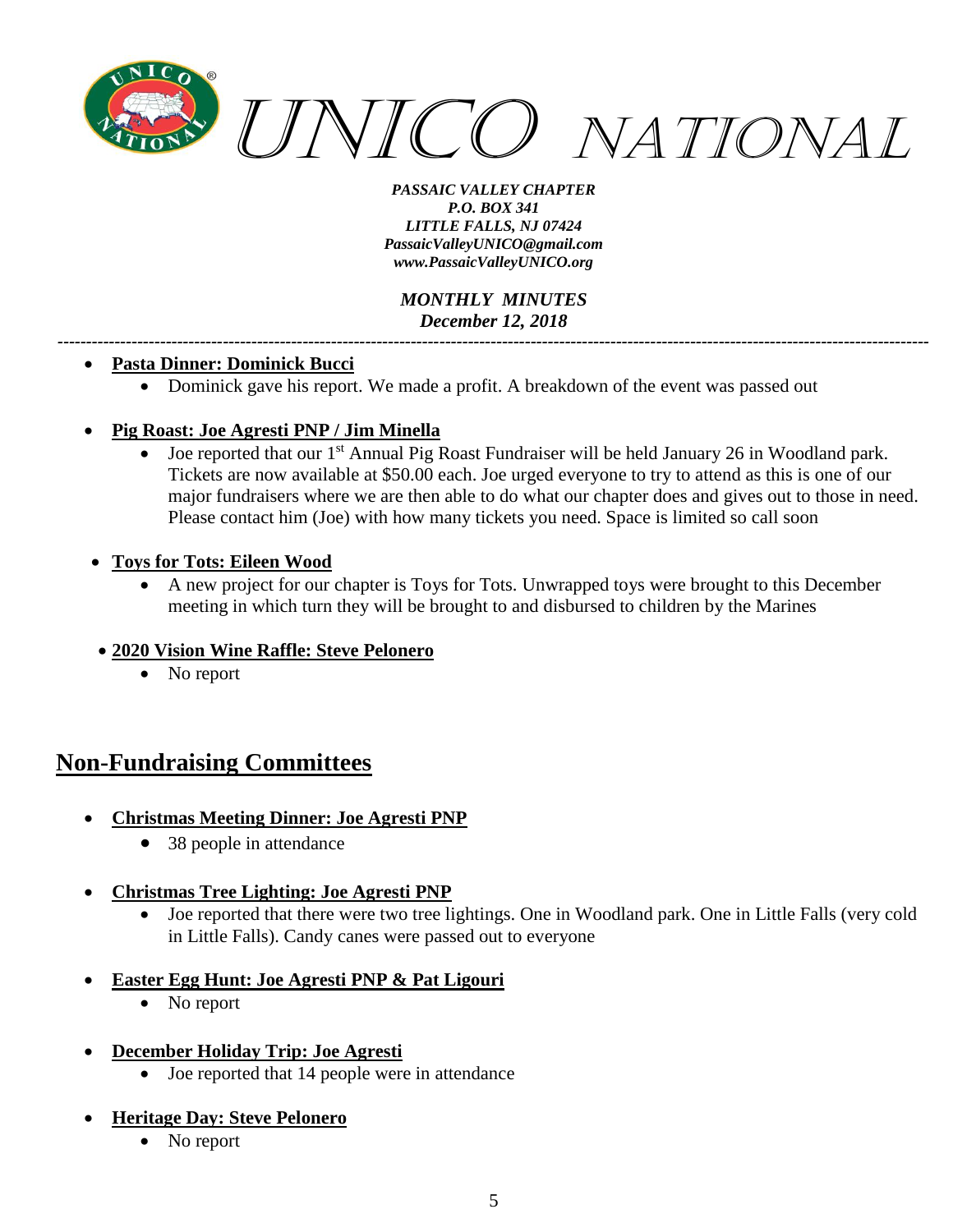- **Pasta Dinner: Dominick Bucci**
    - Dominick gave his report. We made a profit. A breakdown of the event was passed out

- **Pig Roast: Joe Agresti PNP / Jim Minella**
    - Joe reported that our 1st Annual Pig Roast Fundraiser will be held January 26 in Woodland park. Tickets are now available at $50.00 each. Joe urged everyone to try to attend as this is one of our major fundraisers where we are then able to do what our chapter does and gives out to those in need. Please contact him (Joe) with how many tickets you need. Space is limited so call soon

- **Toys for Tots: Eileen Wood**
    - A new project for our chapter is Toys for Tots. Unwrapped toys were brought to this December meeting in which turn they will be brought to and disbursed to children by the Marines

- **2020 Vision Wine Raffle: Steve Pelonero**
    - No report

## Non-Fundraising Committees

- **Christmas Meeting Dinner: Joe Agresti PNP**
    - 38 people in attendance

- **Christmas Tree Lighting: Joe Agresti PNP**
    - Joe reported that there were two tree lightings. One in Woodland park. One in Little Falls (very cold in Little Falls). Candy canes were passed out to everyone

- **Easter Egg Hunt: Joe Agresti PNP & Pat Ligouri**
    - No report

- **December Holiday Trip: Joe Agresti**
    - Joe reported that 14 people were in attendance

- **Heritage Day: Steve Pelonero**
    - No report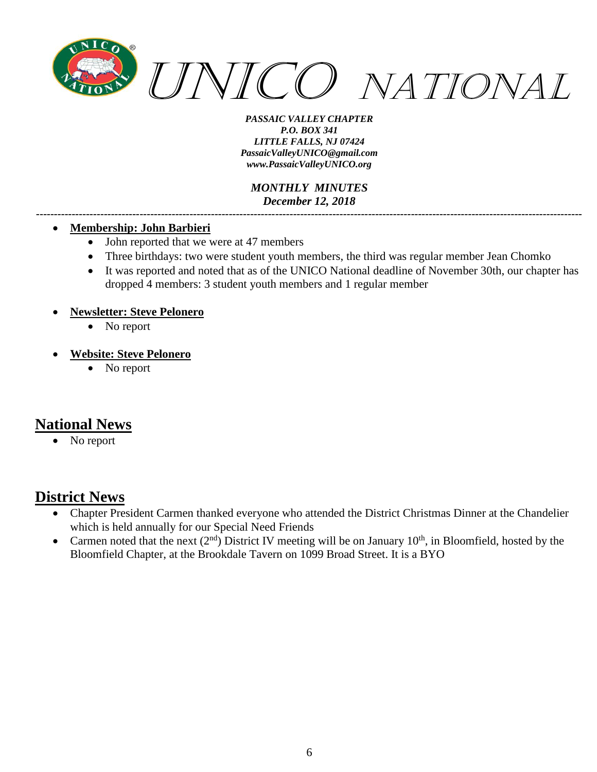- **Membership: John Barbieri**
  - John reported that we were at 47 members
  - Three birthdays: two were student youth members, the third was regular member Jean Chomko
  - It was reported and noted that as of the UNICO National deadline of November 30th, our chapter has dropped 4 members: 3 student youth members and 1 regular member

- **Newsletter: Steve Pelonero**
  - No report

- **Website: Steve Pelonero**
  - No report

## National News

- No report

## District News

- Chapter President Carmen thanked everyone who attended the District Christmas Dinner at the Chandelier which is held annually for our Special Need Friends
- Carmen noted that the next (2nd) District IV meeting will be on January 10th, in Bloomfield, hosted by the Bloomfield Chapter, at the Brookdale Tavern on 1099 Broad Street. It is a BYO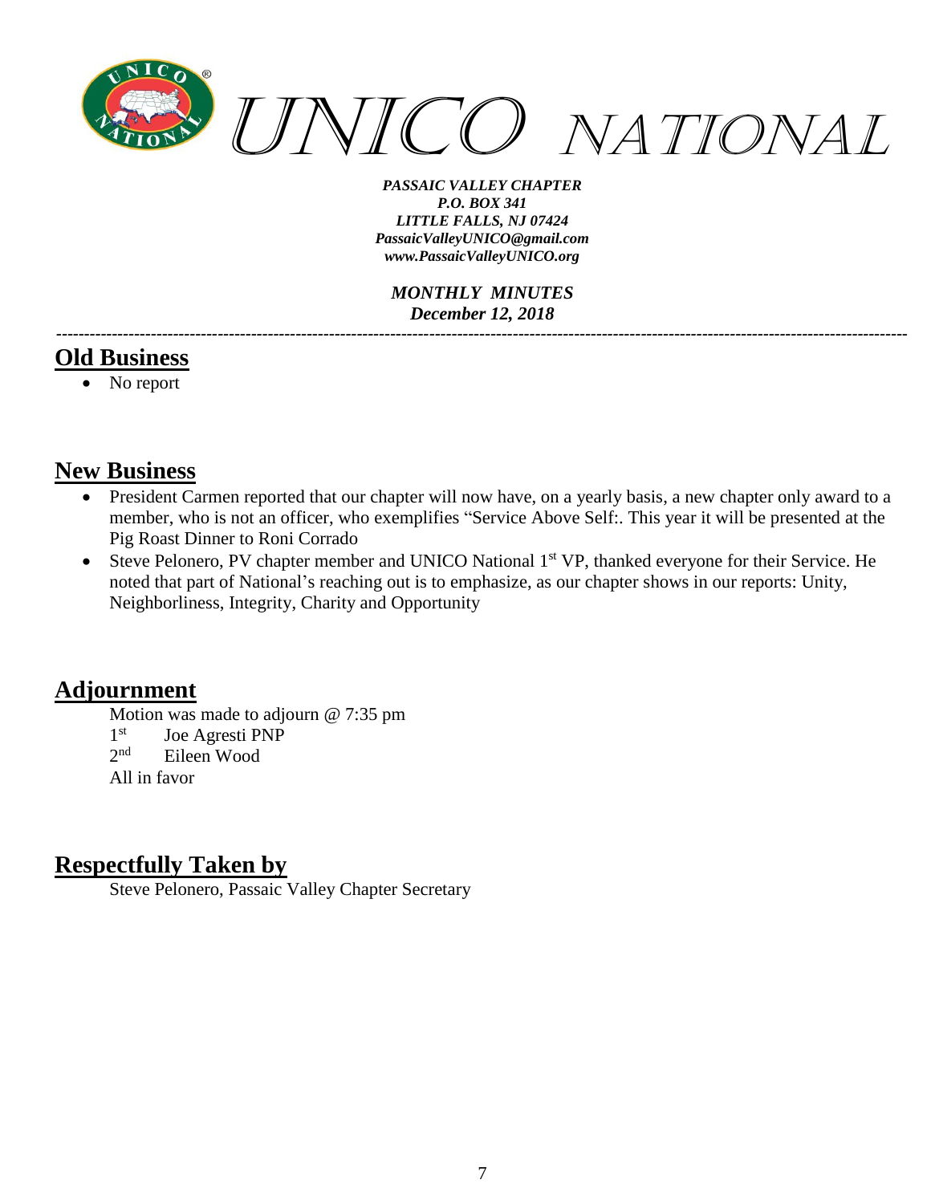# UNICO NATIONAL

***PASSAIC VALLEY CHAPTER***
***P.O. BOX 341***
***LITTLE FALLS, NJ 07424***
***PassaicValleyUNICO@gmail.com***
***www.PassaicValleyUNICO.org***

***MONTHLY MINUTES***
***December 12, 2018***

---

## Old Business

- No report

## New Business

- President Carmen reported that our chapter will now have, on a yearly basis, a new chapter only award to a member, who is not an officer, who exemplifies "Service Above Self:. This year it will be presented at the Pig Roast Dinner to Roni Corrado
- Steve Pelonero, PV chapter member and UNICO National 1st VP, thanked everyone for their Service. He noted that part of National's reaching out is to emphasize, as our chapter shows in our reports: Unity, Neighborliness, Integrity, Charity and Opportunity

## Adjournment

Motion was made to adjourn @ 7:35 pm
1st Joe Agresti PNP
2nd Eileen Wood
All in favor

## Respectfully Taken by

Steve Pelonero, Passaic Valley Chapter Secretary